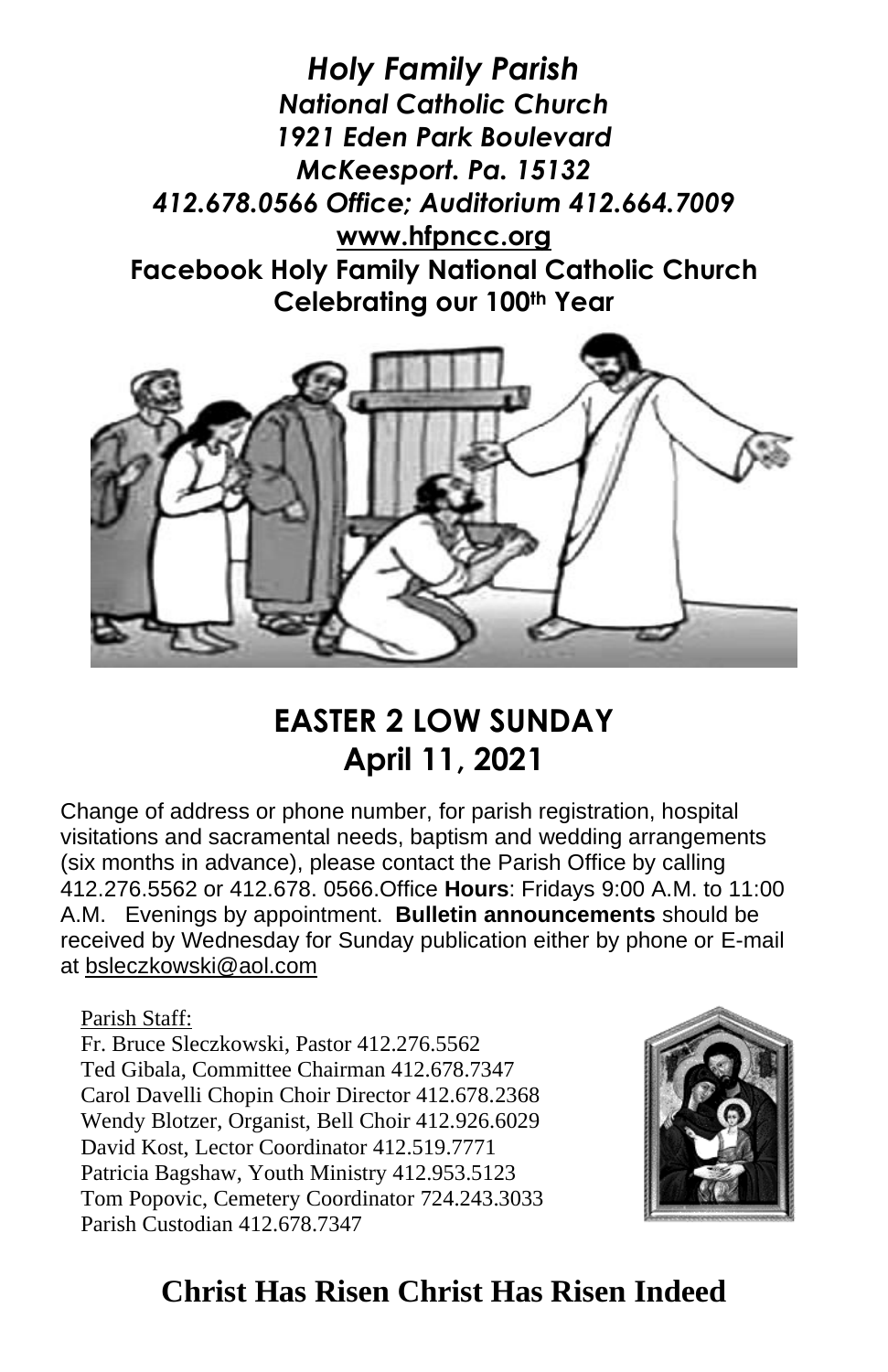***Holy Family Parish***
***National Catholic Church***
***1921 Eden Park Boulevard***
***McKeesport. Pa. 15132***
***412.678.0566 Office; Auditorium 412.664.7009***
**www.hfpncc.org**
**Facebook Holy Family National Catholic Church**
**Celebrating our 100th Year**

# EASTER 2 LOW SUNDAY
## April 11, 2021

Change of address or phone number, for parish registration, hospital visitations and sacramental needs, baptism and wedding arrangements (six months in advance), please contact the Parish Office by calling 412.276.5562 or 412.678. 0566.Office **Hours**: Fridays 9:00 A.M. to 11:00 A.M. Evenings by appointment. **Bulletin announcements** should be received by Wednesday for Sunday publication either by phone or E-mail at bsleczkowski@aol.com

Parish Staff:
Fr. Bruce Sleczkowski, Pastor 412.276.5562
Ted Gibala, Committee Chairman 412.678.7347
Carol Davelli Chopin Choir Director 412.678.2368
Wendy Blotzer, Organist, Bell Choir 412.926.6029
David Kost, Lector Coordinator 412.519.7771
Patricia Bagshaw, Youth Ministry 412.953.5123
Tom Popovic, Cemetery Coordinator 724.243.3033
Parish Custodian 412.678.7347

**Christ Has Risen Christ Has Risen Indeed**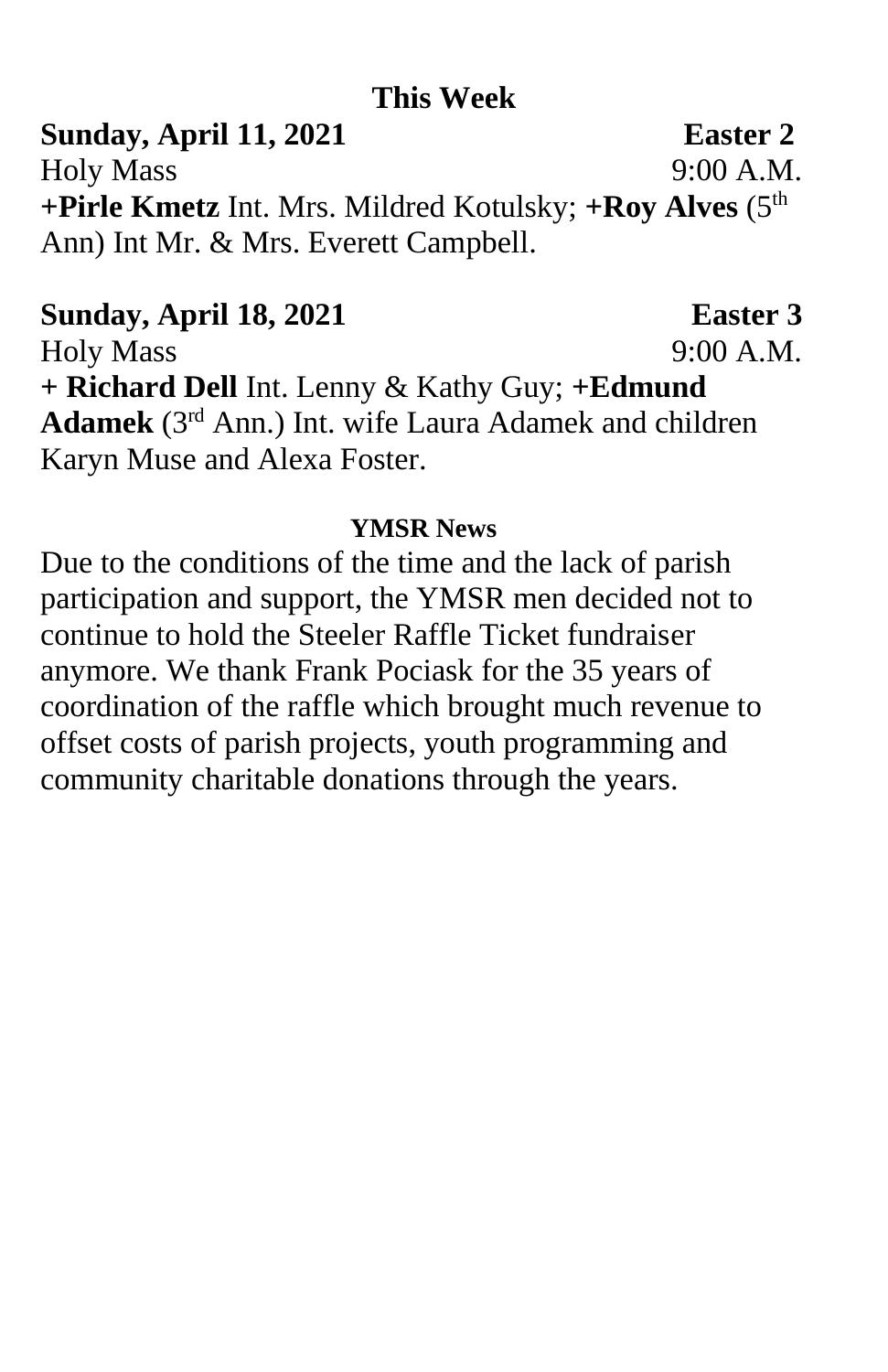## This Week

**Sunday, April 11, 2021** **Easter 2**

Holy Mass 9:00 A.M.

**+Pirle Kmetz** Int. Mrs. Mildred Kotulsky; **+Roy Alves** (5th Ann) Int Mr. & Mrs. Everett Campbell.

**Sunday, April 18, 2021** **Easter 3**

Holy Mass 9:00 A.M.

**+ Richard Dell** Int. Lenny & Kathy Guy; **+Edmund Adamek** (3rd Ann.) Int. wife Laura Adamek and children Karyn Muse and Alexa Foster.

### YMSR News

Due to the conditions of the time and the lack of parish participation and support, the YMSR men decided not to continue to hold the Steeler Raffle Ticket fundraiser anymore. We thank Frank Pociask for the 35 years of coordination of the raffle which brought much revenue to offset costs of parish projects, youth programming and community charitable donations through the years.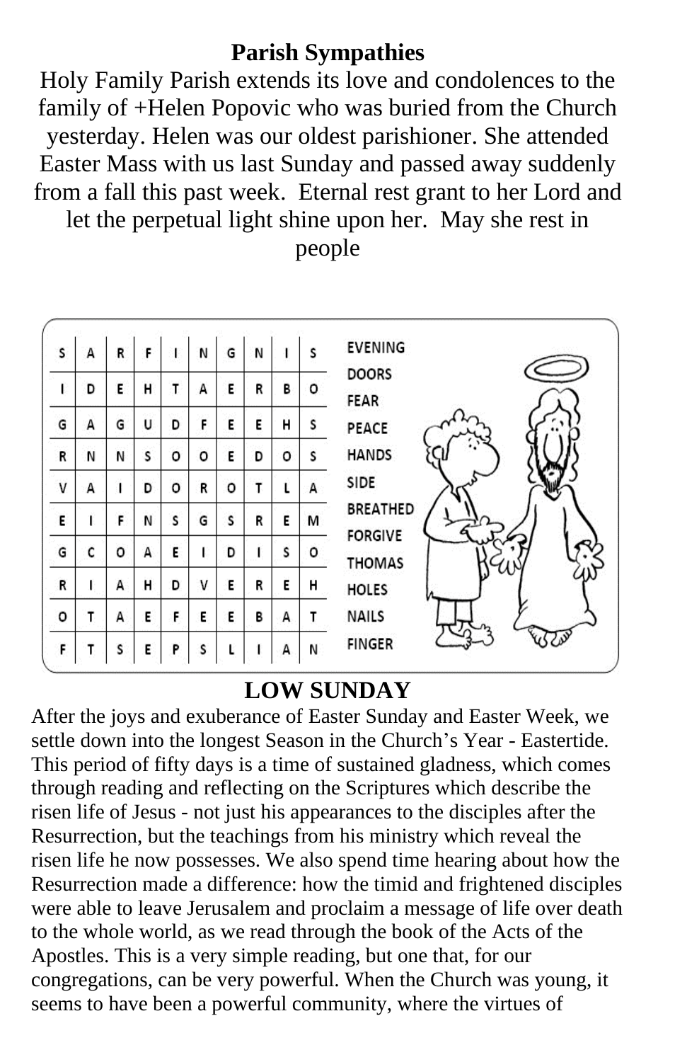## Parish Sympathies

Holy Family Parish extends its love and condolences to the family of +Helen Popovic who was buried from the Church yesterday. Helen was our oldest parishioner. She attended Easter Mass with us last Sunday and passed away suddenly from a fall this past week. Eternal rest grant to her Lord and let the perpetual light shine upon her. May she rest in people

| | | | | | | | | | |
|---|---|---|---|---|---|---|---|---|---|
| S | A | R | F | I | N | G | N | I | S |
| I | D | E | H | T | A | E | R | B | O |
| G | A | G | U | D | F | E | E | H | S |
| R | N | N | S | O | O | E | D | O | S |
| V | A | I | D | O | R | O | T | L | A |
| E | I | F | N | S | G | S | R | E | M |
| G | C | O | A | E | I | D | I | S | O |
| R | I | A | H | D | V | E | R | E | H |
| O | T | A | E | F | E | E | B | A | T |
| F | T | S | E | P | S | L | I | A | N |

EVENING
DOORS
FEAR
PEACE
HANDS
SIDE
BREATHED
FORGIVE
THOMAS
HOLES
NAILS
FINGER

## LOW SUNDAY

After the joys and exuberance of Easter Sunday and Easter Week, we settle down into the longest Season in the Church's Year - Eastertide. This period of fifty days is a time of sustained gladness, which comes through reading and reflecting on the Scriptures which describe the risen life of Jesus - not just his appearances to the disciples after the Resurrection, but the teachings from his ministry which reveal the risen life he now possesses. We also spend time hearing about how the Resurrection made a difference: how the timid and frightened disciples were able to leave Jerusalem and proclaim a message of life over death to the whole world, as we read through the book of the Acts of the Apostles. This is a very simple reading, but one that, for our congregations, can be very powerful. When the Church was young, it seems to have been a powerful community, where the virtues of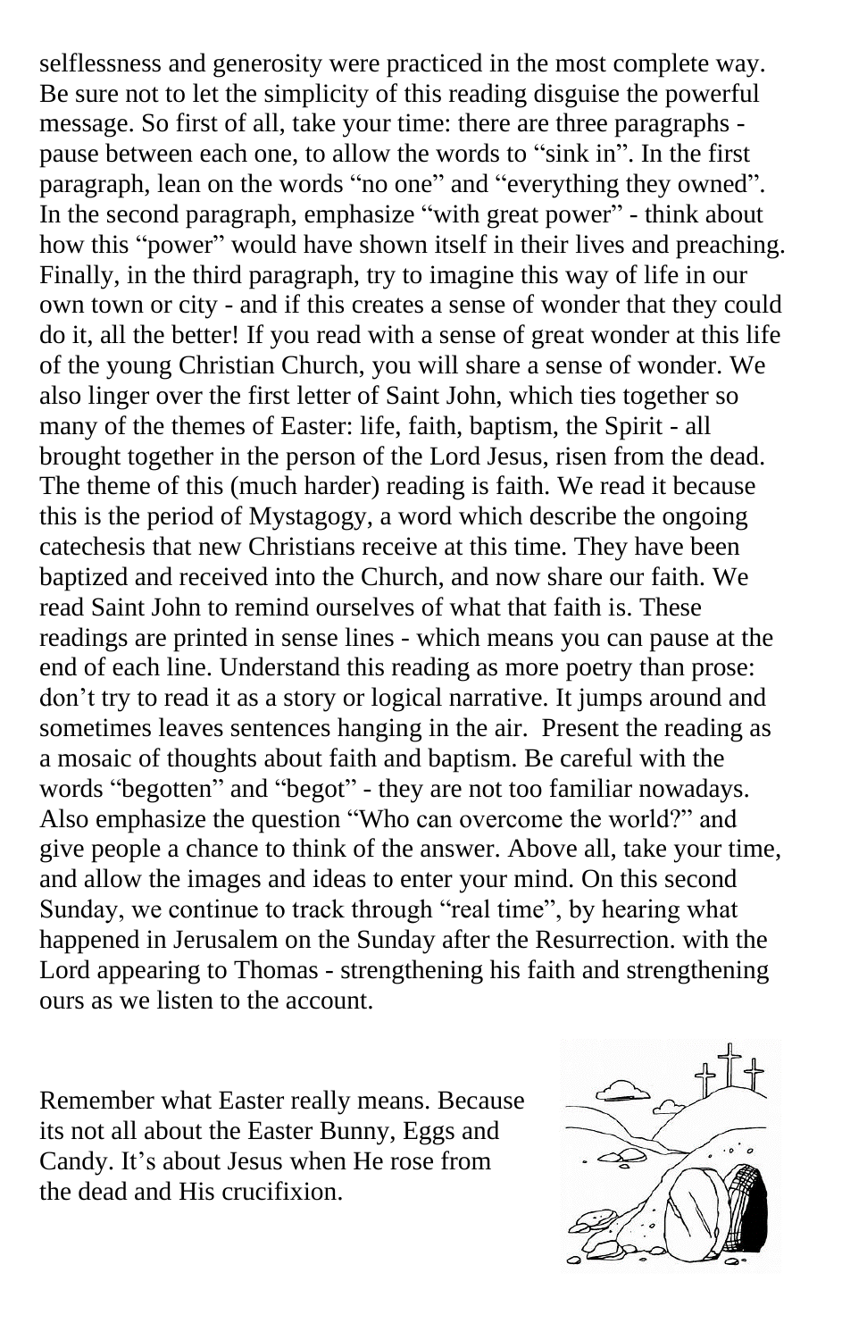selflessness and generosity were practiced in the most complete way. Be sure not to let the simplicity of this reading disguise the powerful message. So first of all, take your time: there are three paragraphs - pause between each one, to allow the words to "sink in". In the first paragraph, lean on the words "no one" and "everything they owned". In the second paragraph, emphasize "with great power" - think about how this "power" would have shown itself in their lives and preaching. Finally, in the third paragraph, try to imagine this way of life in our own town or city - and if this creates a sense of wonder that they could do it, all the better! If you read with a sense of great wonder at this life of the young Christian Church, you will share a sense of wonder. We also linger over the first letter of Saint John, which ties together so many of the themes of Easter: life, faith, baptism, the Spirit - all brought together in the person of the Lord Jesus, risen from the dead. The theme of this (much harder) reading is faith. We read it because this is the period of Mystagogy, a word which describe the ongoing catechesis that new Christians receive at this time. They have been baptized and received into the Church, and now share our faith. We read Saint John to remind ourselves of what that faith is. These readings are printed in sense lines - which means you can pause at the end of each line. Understand this reading as more poetry than prose: don't try to read it as a story or logical narrative. It jumps around and sometimes leaves sentences hanging in the air. Present the reading as a mosaic of thoughts about faith and baptism. Be careful with the words "begotten" and "begot" - they are not too familiar nowadays. Also emphasize the question "Who can overcome the world?" and give people a chance to think of the answer. Above all, take your time, and allow the images and ideas to enter your mind. On this second Sunday, we continue to track through "real time", by hearing what happened in Jerusalem on the Sunday after the Resurrection. with the Lord appearing to Thomas - strengthening his faith and strengthening ours as we listen to the account.

Remember what Easter really means. Because its not all about the Easter Bunny, Eggs and Candy. It's about Jesus when He rose from the dead and His crucifixion.